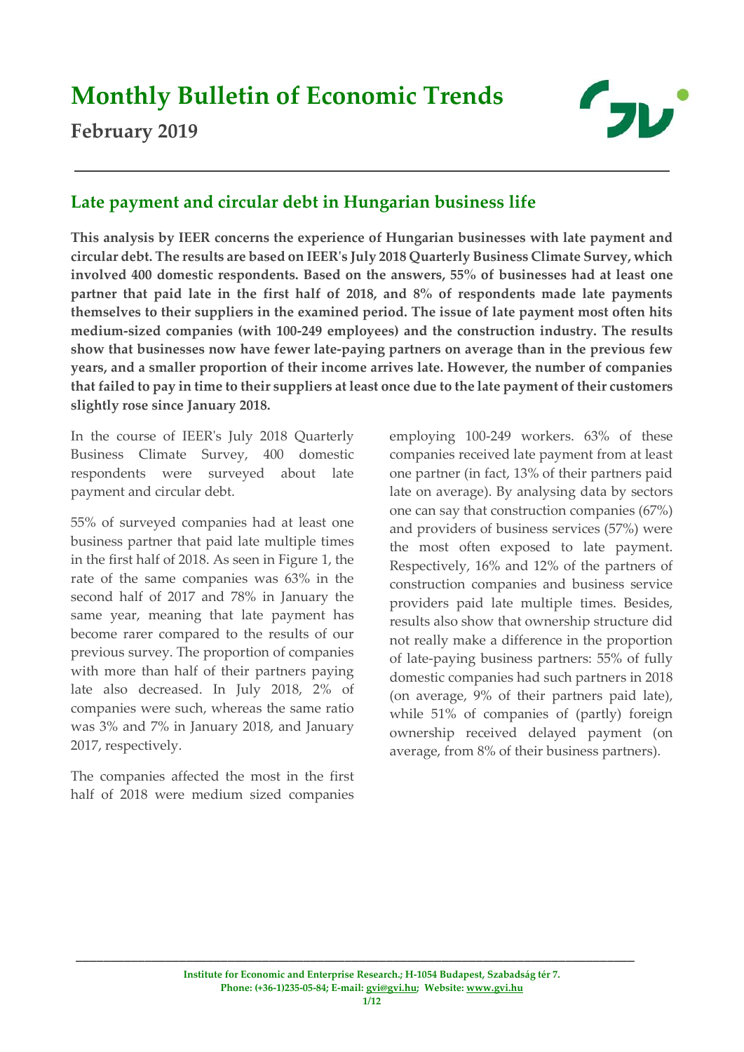# Monthly Bulletin of Economic Trends

**February 2019**

## Late payment and circular debt in Hungarian business life

**This analysis by IEER concerns the experience of Hungarian businesses with late payment and circular debt. The results are based on IEER's July 2018 Quarterly Business Climate Survey, which involved 400 domestic respondents. Based on the answers, 55% of businesses had at least one partner that paid late in the first half of 2018, and 8% of respondents made late payments themselves to their suppliers in the examined period. The issue of late payment most often hits medium-sized companies (with 100-249 employees) and the construction industry. The results show that businesses now have fewer late-paying partners on average than in the previous few years, and a smaller proportion of their income arrives late. However, the number of companies that failed to pay in time to their suppliers at least once due to the late payment of their customers slightly rose since January 2018.**

In the course of IEER's July 2018 Quarterly Business Climate Survey, 400 domestic respondents were surveyed about late payment and circular debt.

55% of surveyed companies had at least one business partner that paid late multiple times in the first half of 2018. As seen in Figure 1, the rate of the same companies was 63% in the second half of 2017 and 78% in January the same year, meaning that late payment has become rarer compared to the results of our previous survey. The proportion of companies with more than half of their partners paying late also decreased. In July 2018, 2% of companies were such, whereas the same ratio was 3% and 7% in January 2018, and January 2017, respectively.

The companies affected the most in the first half of 2018 were medium sized companies employing 100-249 workers. 63% of these companies received late payment from at least one partner (in fact, 13% of their partners paid late on average). By analysing data by sectors one can say that construction companies (67%) and providers of business services (57%) were the most often exposed to late payment. Respectively, 16% and 12% of the partners of construction companies and business service providers paid late multiple times. Besides, results also show that ownership structure did not really make a difference in the proportion of late-paying business partners: 55% of fully domestic companies had such partners in 2018 (on average, 9% of their partners paid late), while 51% of companies of (partly) foreign ownership received delayed payment (on average, from 8% of their business partners).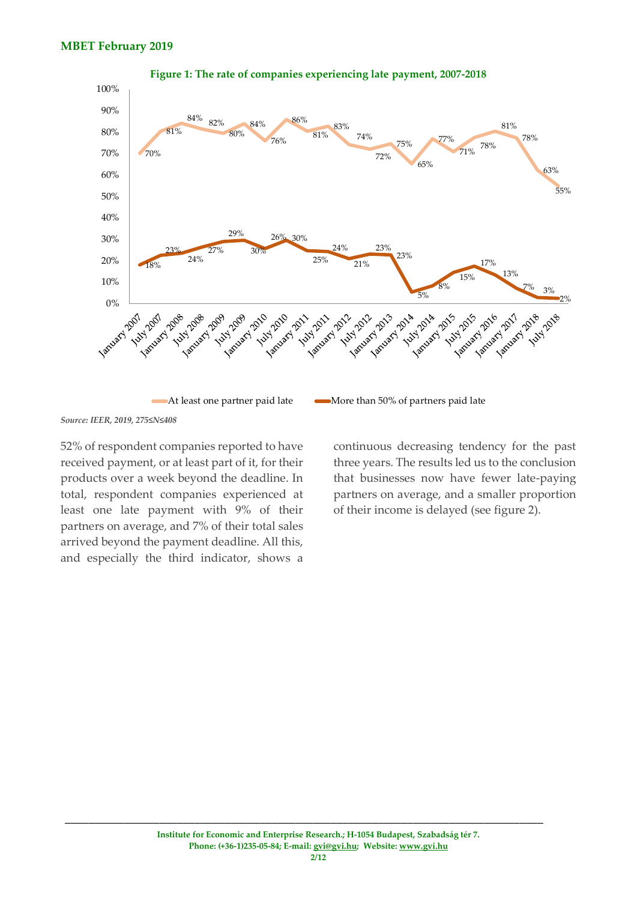**Figure 1: The rate of companies experiencing late payment, 2007-2018**

| | At least one partner paid late | More than 50% of partners paid late |
|---|---|---|
| January 2007 | 70% | 18% |
| July 2007 | 81% | 23% |
| January 2008 | 84% | 24% |
| July 2008 | 82% | 27% |
| January 2009 | 80% | 29% |
| July 2009 | 84% | 30% |
| January 2010 | 76% | 26% |
| July 2010 | 86% | 30% |
| January 2011 | 81% | 25% |
| July 2011 | 83% | 24% |
| January 2012 | 74% | 21% |
| July 2012 | 72% | 23% |
| January 2013 | 75% | 23% |
| January 2014 | 65% | 5% |
| July 2014 | 77% | 8% |
| January 2015 | 71% | 15% |
| July 2015 | 78% | 17% |
| January 2016 | 81% | 13% |
| January 2017 | 78% | 7% |
| January 2018 | 63% | 3% |
| July 2018 | 55% | 2% |

*Source: IEER, 2019, 275≤N≤408*

52% of respondent companies reported to have received payment, or at least part of it, for their products over a week beyond the deadline. In total, respondent companies experienced at least one late payment with 9% of their partners on average, and 7% of their total sales arrived beyond the payment deadline. All this, and especially the third indicator, shows a continuous decreasing tendency for the past three years. The results led us to the conclusion that businesses now have fewer late-paying partners on average, and a smaller proportion of their income is delayed (see figure 2).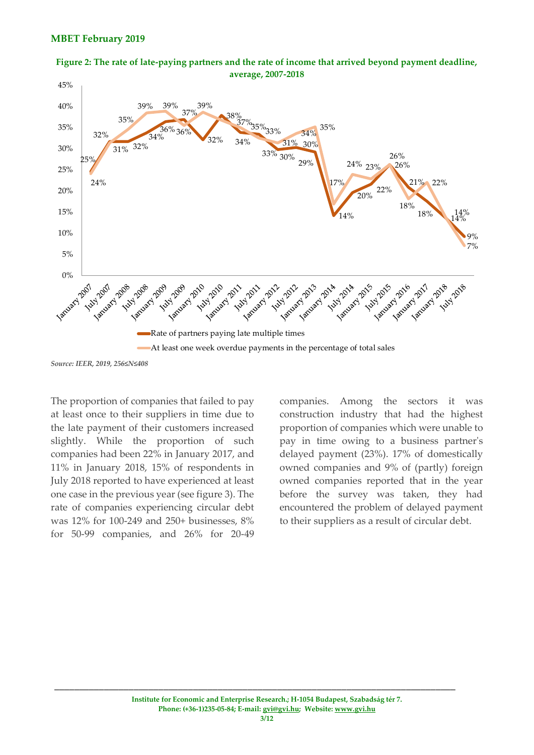**Figure 2: The rate of late-paying partners and the rate of income that arrived beyond payment deadline, average, 2007-2018**

*Source: IEER, 2019, 256≤N≤408*

The proportion of companies that failed to pay at least once to their suppliers in time due to the late payment of their customers increased slightly. While the proportion of such companies had been 22% in January 2017, and 11% in January 2018, 15% of respondents in July 2018 reported to have experienced at least one case in the previous year (see figure 3). The rate of companies experiencing circular debt was 12% for 100-249 and 250+ businesses, 8% for 50-99 companies, and 26% for 20-49 companies. Among the sectors it was construction industry that had the highest proportion of companies which were unable to pay in time owing to a business partner's delayed payment (23%). 17% of domestically owned companies and 9% of (partly) foreign owned companies reported that in the year before the survey was taken, they had encountered the problem of delayed payment to their suppliers as a result of circular debt.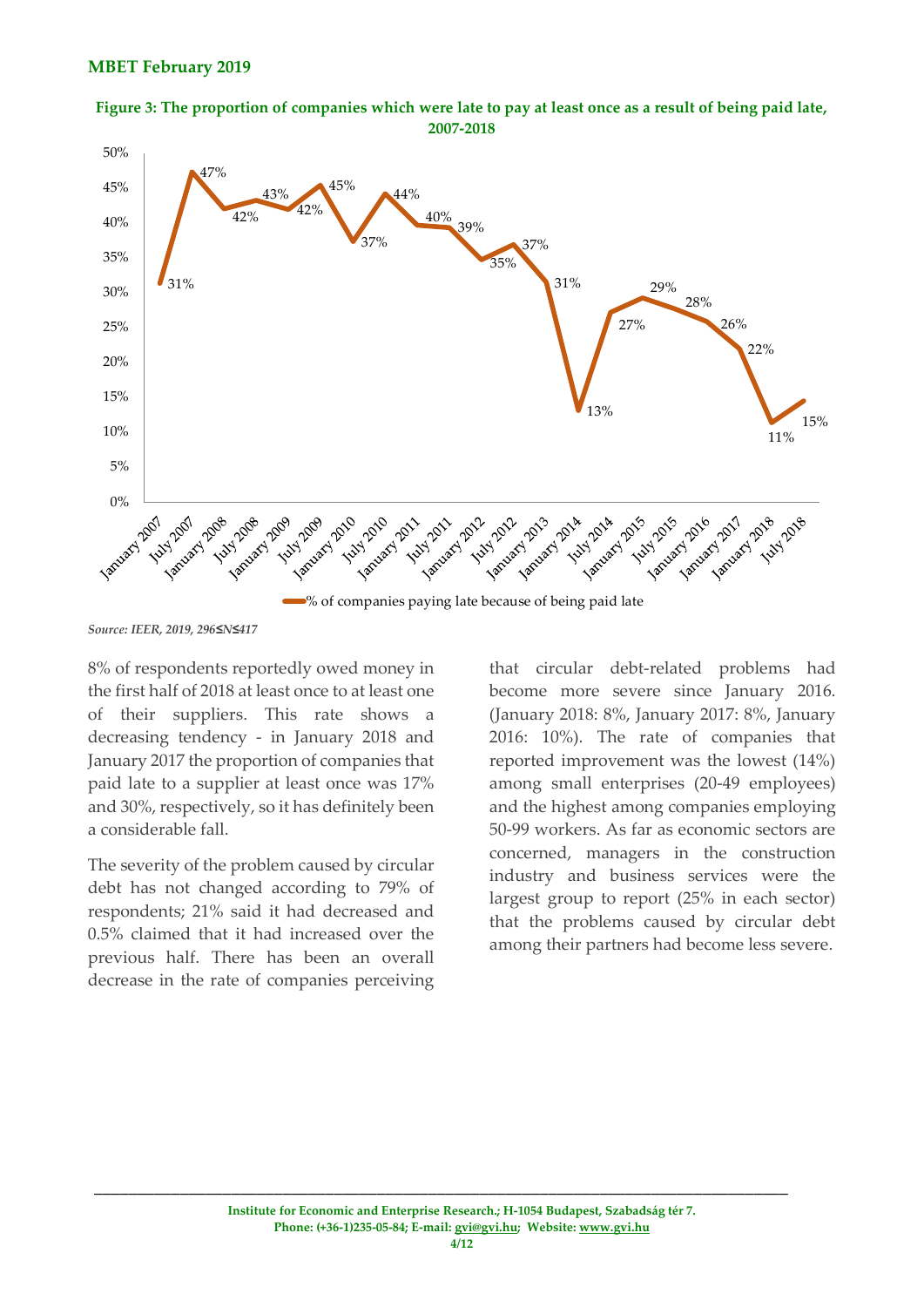**Figure 3: The proportion of companies which were late to pay at least once as a result of being paid late, 2007-2018**

| Period | % of companies paying late because of being paid late |
|---|---|
| January 2007 | 31% |
| July 2007 | 47% |
| January 2008 | 42% |
| July 2008 | 43% |
| January 2009 | 42% |
| July 2009 | 45% |
| January 2010 | 37% |
| July 2010 | 44% |
| January 2011 | 40% |
| July 2011 | 39% |
| January 2012 | 35% |
| July 2012 | 37% |
| January 2013 | 31% |
| January 2014 | 13% |
| July 2014 | 27% |
| January 2015 | 29% |
| July 2015 | 28% |
| January 2016 | 26% |
| January 2017 | 22% |
| January 2018 | 11% |
| July 2018 | 15% |

*Source: IEER, 2019, 296≤N≤417*

8% of respondents reportedly owed money in the first half of 2018 at least once to at least one of their suppliers. This rate shows a decreasing tendency - in January 2018 and January 2017 the proportion of companies that paid late to a supplier at least once was 17% and 30%, respectively, so it has definitely been a considerable fall.

The severity of the problem caused by circular debt has not changed according to 79% of respondents; 21% said it had decreased and 0.5% claimed that it had increased over the previous half. There has been an overall decrease in the rate of companies perceiving that circular debt-related problems had become more severe since January 2016. (January 2018: 8%, January 2017: 8%, January 2016: 10%). The rate of companies that reported improvement was the lowest (14%) among small enterprises (20-49 employees) and the highest among companies employing 50-99 workers. As far as economic sectors are concerned, managers in the construction industry and business services were the largest group to report (25% in each sector) that the problems caused by circular debt among their partners had become less severe.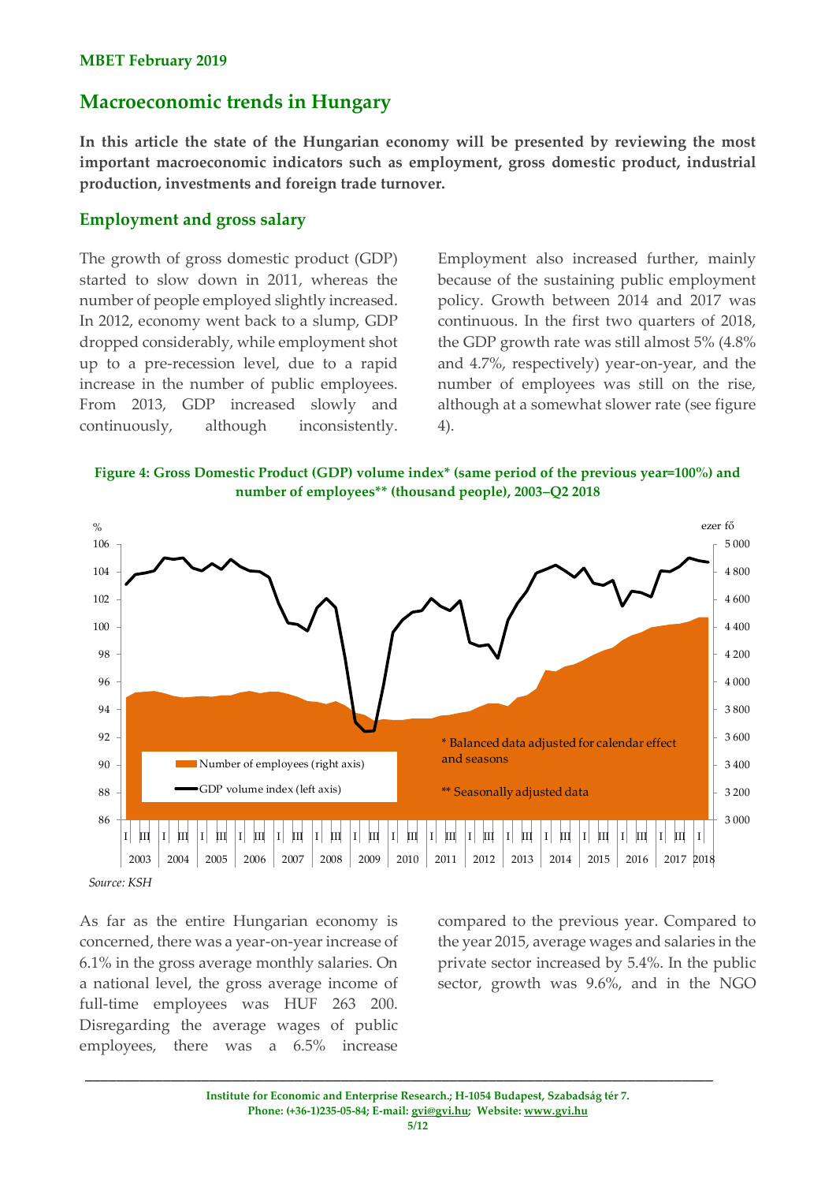## Macroeconomic trends in Hungary

**In this article the state of the Hungarian economy will be presented by reviewing the most important macroeconomic indicators such as employment, gross domestic product, industrial production, investments and foreign trade turnover.**

### Employment and gross salary

The growth of gross domestic product (GDP) started to slow down in 2011, whereas the number of people employed slightly increased. In 2012, economy went back to a slump, GDP dropped considerably, while employment shot up to a pre-recession level, due to a rapid increase in the number of public employees. From 2013, GDP increased slowly and continuously, although inconsistently. Employment also increased further, mainly because of the sustaining public employment policy. Growth between 2014 and 2017 was continuous. In the first two quarters of 2018, the GDP growth rate was still almost 5% (4.8% and 4.7%, respectively) year-on-year, and the number of employees was still on the rise, although at a somewhat slower rate (see figure 4).

**Figure 4: Gross Domestic Product (GDP) volume index* (same period of the previous year=100%) and number of employees** (thousand people), 2003–Q2 2018**

\* Balanced data adjusted for calendar effect and seasons

** Seasonally adjusted data

*Source: KSH*

As far as the entire Hungarian economy is concerned, there was a year-on-year increase of 6.1% in the gross average monthly salaries. On a national level, the gross average income of full-time employees was HUF 263 200. Disregarding the average wages of public employees, there was a 6.5% increase compared to the previous year. Compared to the year 2015, average wages and salaries in the private sector increased by 5.4%. In the public sector, growth was 9.6%, and in the NGO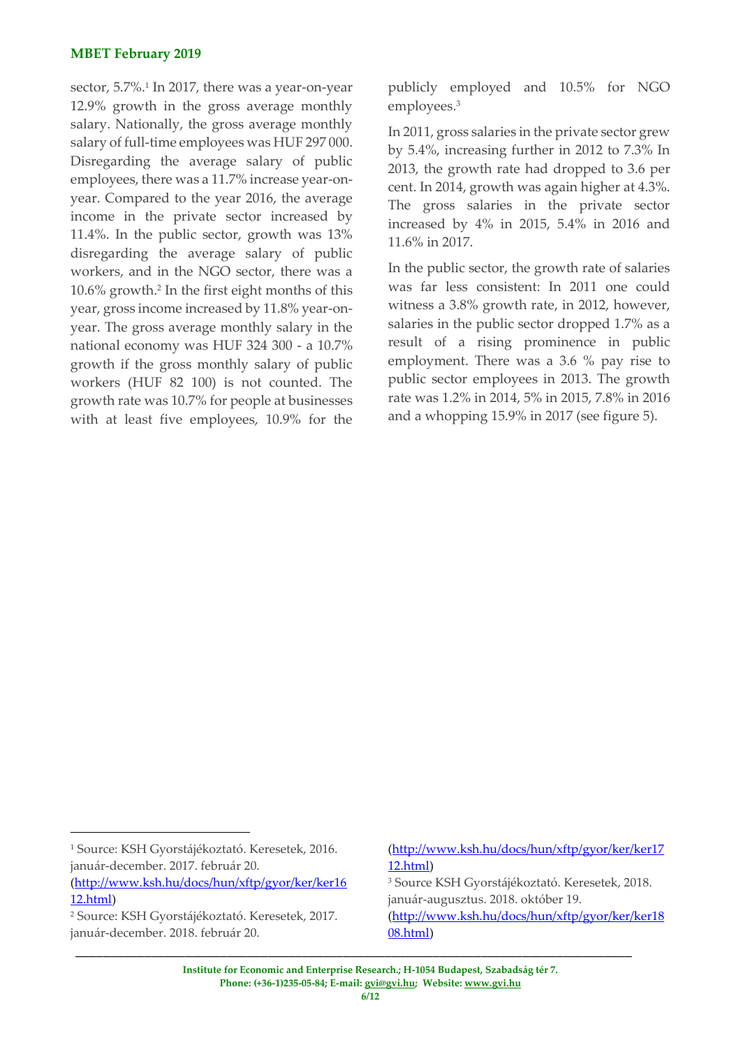sector, 5.7%.[1] In 2017, there was a year-on-year 12.9% growth in the gross average monthly salary. Nationally, the gross average monthly salary of full-time employees was HUF 297 000. Disregarding the average salary of public employees, there was a 11.7% increase year-on-year. Compared to the year 2016, the average income in the private sector increased by 11.4%. In the public sector, growth was 13% disregarding the average salary of public workers, and in the NGO sector, there was a 10.6% growth.[2] In the first eight months of this year, gross income increased by 11.8% year-on-year. The gross average monthly salary in the national economy was HUF 324 300 - a 10.7% growth if the gross monthly salary of public workers (HUF 82 100) is not counted. The growth rate was 10.7% for people at businesses with at least five employees, 10.9% for the publicly employed and 10.5% for NGO employees.[3]

In 2011, gross salaries in the private sector grew by 5.4%, increasing further in 2012 to 7.3% In 2013, the growth rate had dropped to 3.6 per cent. In 2014, growth was again higher at 4.3%. The gross salaries in the private sector increased by 4% in 2015, 5.4% in 2016 and 11.6% in 2017.

In the public sector, the growth rate of salaries was far less consistent: In 2011 one could witness a 3.8% growth rate, in 2012, however, salaries in the public sector dropped 1.7% as a result of a rising prominence in public employment. There was a 3.6 % pay rise to public sector employees in 2013. The growth rate was 1.2% in 2014, 5% in 2015, 7.8% in 2016 and a whopping 15.9% in 2017 (see figure 5).

---

[1] Source: KSH Gyorstájékoztató. Keresetek, 2016. január-december. 2017. február 20. (http://www.ksh.hu/docs/hun/xftp/gyor/ker/ker1612.html)

[2] Source: KSH Gyorstájékoztató. Keresetek, 2017. január-december. 2018. február 20. (http://www.ksh.hu/docs/hun/xftp/gyor/ker/ker1712.html)

[3] Source KSH Gyorstájékoztató. Keresetek, 2018. január-augusztus. 2018. október 19. (http://www.ksh.hu/docs/hun/xftp/gyor/ker/ker1808.html)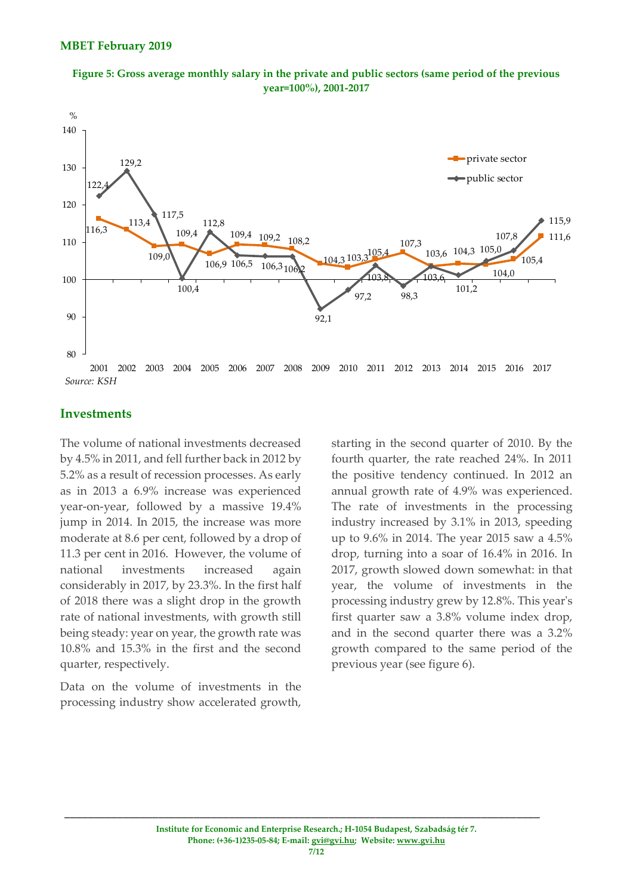**Figure 5: Gross average monthly salary in the private and public sectors (same period of the previous year=100%), 2001-2017**

| Year | private sector | public sector |
|---|---|---|
| 2001 | 116,3 | 122,4 |
| 2002 | 113,4 | 129,2 |
| 2003 | 109,0 | 117,5 |
| 2004 | 109,4 | 100,4 |
| 2005 | 106,9 | 112,8 |
| 2006 | 109,4 | 106,5 |
| 2007 | 109,2 | 106,3 |
| 2008 | 108,2 | 106,2 |
| 2009 | 104,3 | 92,1 |
| 2010 | 103,3 | 97,2 |
| 2011 | 105,4 | 103,8 |
| 2012 | 107,3 | 98,3 |
| 2013 | 103,6 | 103,6 |
| 2014 | 104,3 | 101,2 |
| 2015 | 104,0 | 105,0 |
| 2016 | 105,4 | 107,8 |
| 2017 | 111,6 | 115,9 |

*Source: KSH*

## Investments

The volume of national investments decreased by 4.5% in 2011, and fell further back in 2012 by 5.2% as a result of recession processes. As early as in 2013 a 6.9% increase was experienced year-on-year, followed by a massive 19.4% jump in 2014. In 2015, the increase was more moderate at 8.6 per cent, followed by a drop of 11.3 per cent in 2016. However, the volume of national investments increased again considerably in 2017, by 23.3%. In the first half of 2018 there was a slight drop in the growth rate of national investments, with growth still being steady: year on year, the growth rate was 10.8% and 15.3% in the first and the second quarter, respectively.

Data on the volume of investments in the processing industry show accelerated growth, starting in the second quarter of 2010. By the fourth quarter, the rate reached 24%. In 2011 the positive tendency continued. In 2012 an annual growth rate of 4.9% was experienced. The rate of investments in the processing industry increased by 3.1% in 2013, speeding up to 9.6% in 2014. The year 2015 saw a 4.5% drop, turning into a soar of 16.4% in 2016. In 2017, growth slowed down somewhat: in that year, the volume of investments in the processing industry grew by 12.8%. This year's first quarter saw a 3.8% volume index drop, and in the second quarter there was a 3.2% growth compared to the same period of the previous year (see figure 6).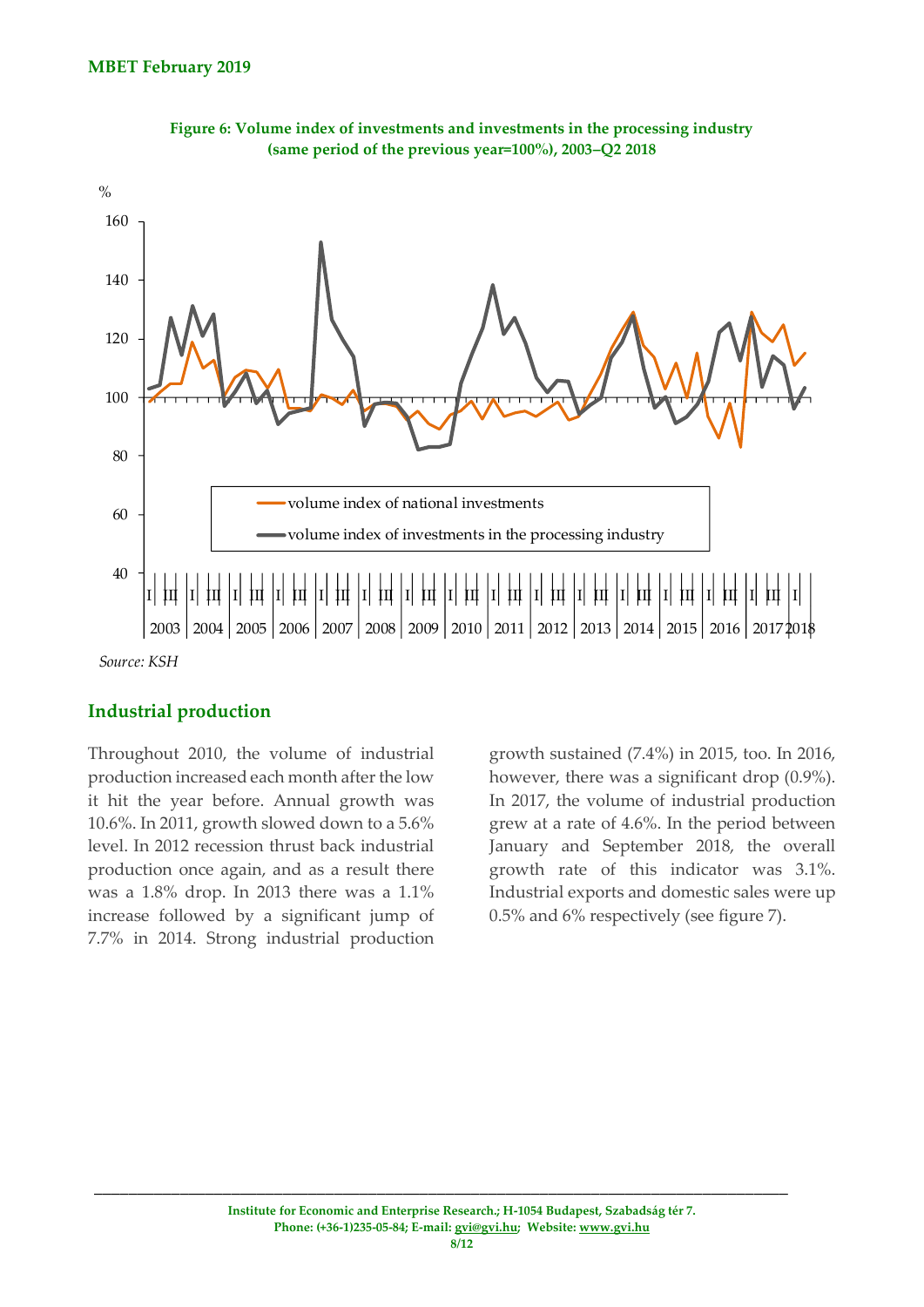**Figure 6: Volume index of investments and investments in the processing industry (same period of the previous year=100%), 2003–Q2 2018**

*Source: KSH*

## Industrial production

Throughout 2010, the volume of industrial production increased each month after the low it hit the year before. Annual growth was 10.6%. In 2011, growth slowed down to a 5.6% level. In 2012 recession thrust back industrial production once again, and as a result there was a 1.8% drop. In 2013 there was a 1.1% increase followed by a significant jump of 7.7% in 2014. Strong industrial production growth sustained (7.4%) in 2015, too. In 2016, however, there was a significant drop (0.9%). In 2017, the volume of industrial production grew at a rate of 4.6%. In the period between January and September 2018, the overall growth rate of this indicator was 3.1%. Industrial exports and domestic sales were up 0.5% and 6% respectively (see figure 7).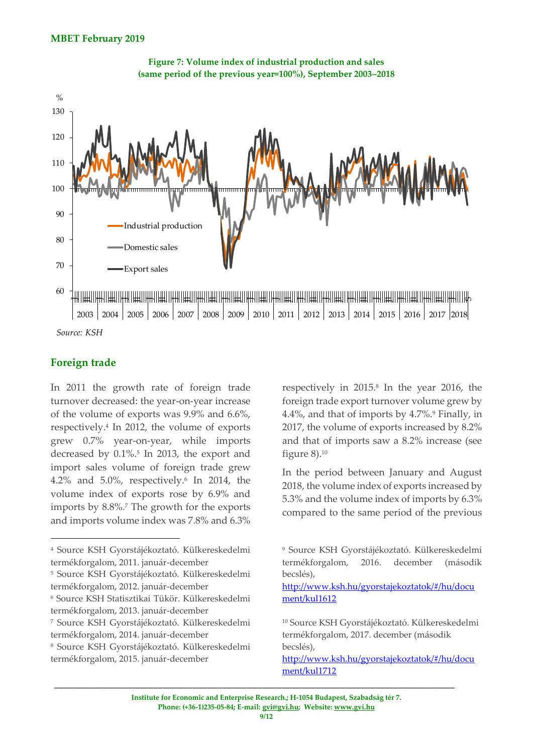**Figure 7: Volume index of industrial production and sales (same period of the previous year=100%), September 2003–2018**

*Source: KSH*

## Foreign trade

In 2011 the growth rate of foreign trade turnover decreased: the year-on-year increase of the volume of exports was 9.9% and 6.6%, respectively.[4] In 2012, the volume of exports grew 0.7% year-on-year, while imports decreased by 0.1%.[5] In 2013, the export and import sales volume of foreign trade grew 4.2% and 5.0%, respectively.[6] In 2014, the volume index of exports rose by 6.9% and imports by 8.8%.[7] The growth for the exports and imports volume index was 7.8% and 6.3% respectively in 2015.[8] In the year 2016, the foreign trade export turnover volume grew by 4.4%, and that of imports by 4.7%.[9] Finally, in 2017, the volume of exports increased by 8.2% and that of imports saw a 8.2% increase (see figure 8).[10]

In the period between January and August 2018, the volume index of exports increased by 5.3% and the volume index of imports by 6.3% compared to the same period of the previous

---

[4] Source KSH Gyorstájékoztató. Külkereskedelmi termékforgalom, 2011. január-december

[5] Source KSH Gyorstájékoztató. Külkereskedelmi termékforgalom, 2012. január-december

[6] Source KSH Statisztikai Tükör. Külkereskedelmi termékforgalom, 2013. január-december

[7] Source KSH Gyorstájékoztató. Külkereskedelmi termékforgalom, 2014. január-december

[8] Source KSH Gyorstájékoztató. Külkereskedelmi termékforgalom, 2015. január-december

[9] Source KSH Gyorstájékoztató. Külkereskedelmi termékforgalom, 2016. december (második becslés), http://www.ksh.hu/gyorstajekoztatok/#/hu/document/kul1612

[10] Source KSH Gyorstájékoztató. Külkereskedelmi termékforgalom, 2017. december (második becslés), http://www.ksh.hu/gyorstajekoztatok/#/hu/document/kul1712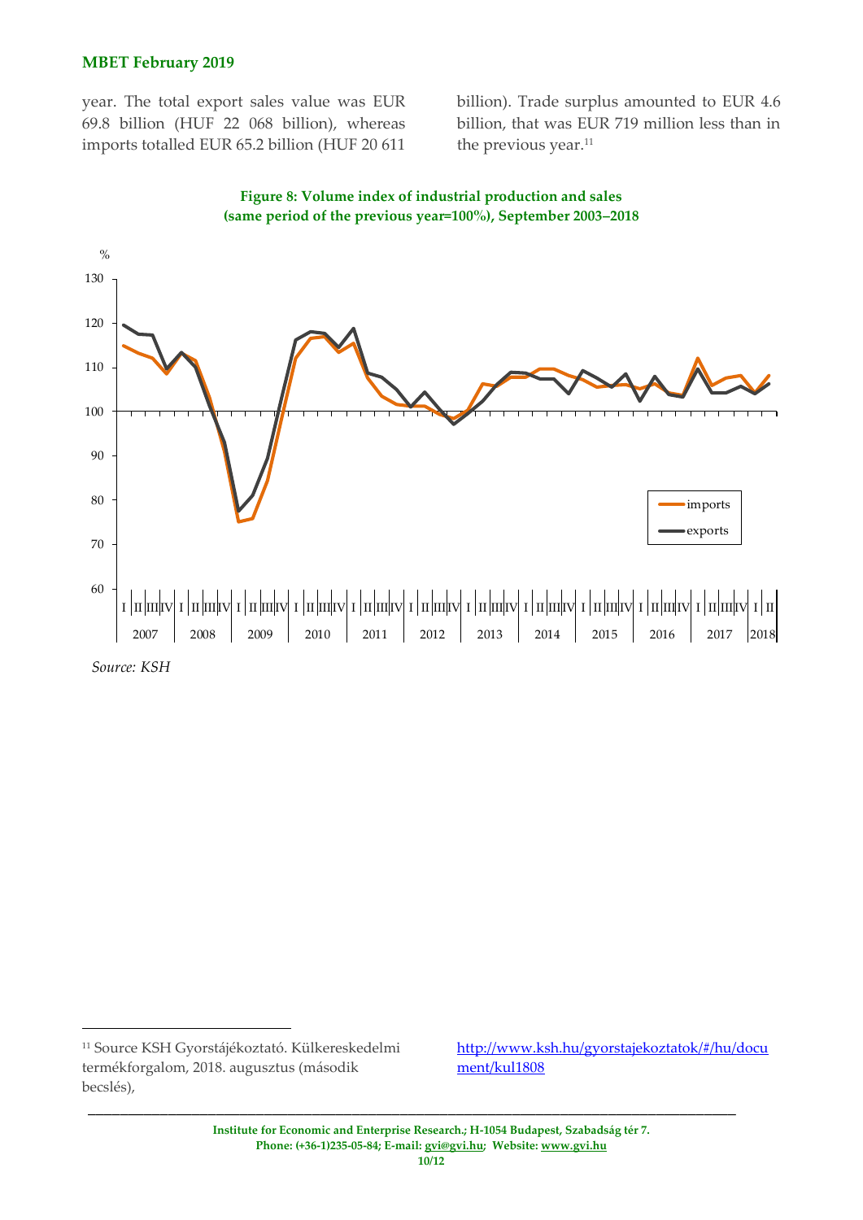year. The total export sales value was EUR 69.8 billion (HUF 22 068 billion), whereas imports totalled EUR 65.2 billion (HUF 20 611 billion). Trade surplus amounted to EUR 4.6 billion, that was EUR 719 million less than in the previous year.[11]

**Figure 8: Volume index of industrial production and sales (same period of the previous year=100%), September 2003–2018**

*Source: KSH*

---

[11] Source KSH Gyorstájékoztató. Külkereskedelmi termékforgalom, 2018. augusztus (második becslés), http://www.ksh.hu/gyorstajekoztatok/#/hu/document/kul1808

Institute for Economic and Enterprise Research.; H-1054 Budapest, Szabadság tér 7.
Phone: (+36-1)235-05-84; E-mail: gvi@gvi.hu; Website: www.gvi.hu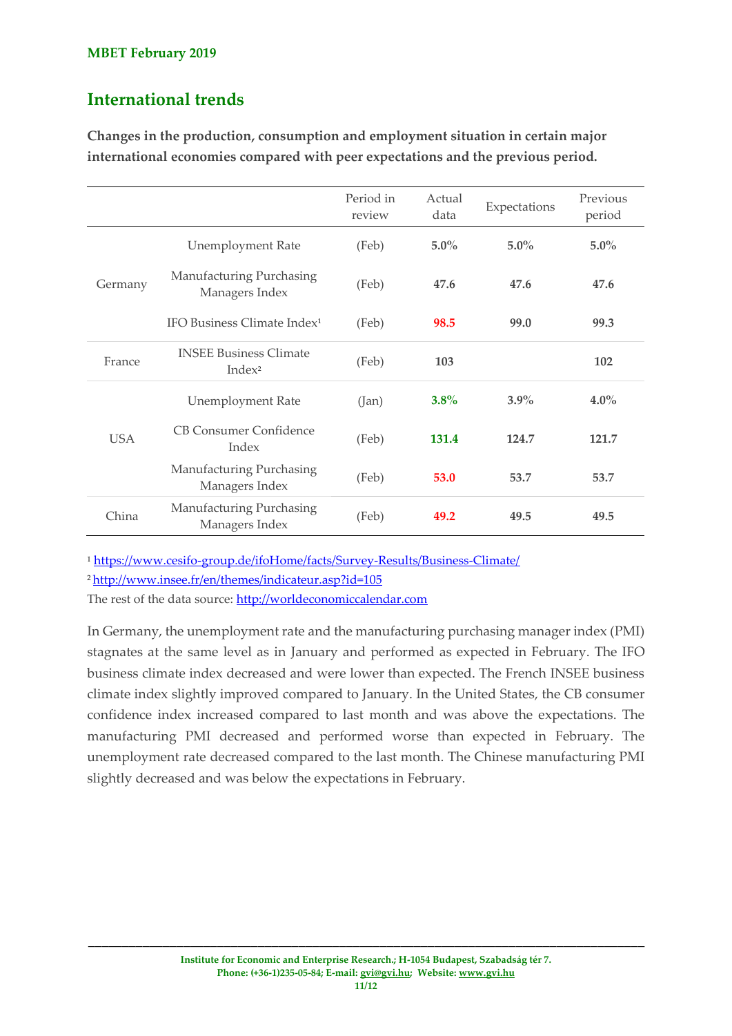## International trends

**Changes in the production, consumption and employment situation in certain major international economies compared with peer expectations and the previous period.**

| | | Period in review | Actual data | Expectations | Previous period |
|---|---|---|---|---|---|
| Germany | Unemployment Rate | (Feb) | **5.0%** | **5.0%** | **5.0%** |
| | Manufacturing Purchasing Managers Index | (Feb) | **47.6** | **47.6** | **47.6** |
| | IFO Business Climate Index[1] | (Feb) | **98.5** | **99.0** | **99.3** |
| France | INSEE Business Climate Index[2] | (Feb) | **103** | | **102** |
| USA | Unemployment Rate | (Jan) | **3.8%** | **3.9%** | **4.0%** |
| | CB Consumer Confidence Index | (Feb) | **131.4** | **124.7** | **121.7** |
| | Manufacturing Purchasing Managers Index | (Feb) | **53.0** | **53.7** | **53.7** |
| China | Manufacturing Purchasing Managers Index | (Feb) | **49.2** | **49.5** | **49.5** |

[1] https://www.cesifo-group.de/ifoHome/facts/Survey-Results/Business-Climate/

[2] http://www.insee.fr/en/themes/indicateur.asp?id=105

The rest of the data source: http://worldeconomiccalendar.com

In Germany, the unemployment rate and the manufacturing purchasing manager index (PMI) stagnates at the same level as in January and performed as expected in February. The IFO business climate index decreased and were lower than expected. The French INSEE business climate index slightly improved compared to January. In the United States, the CB consumer confidence index increased compared to last month and was above the expectations. The manufacturing PMI decreased and performed worse than expected in February. The unemployment rate decreased compared to the last month. The Chinese manufacturing PMI slightly decreased and was below the expectations in February.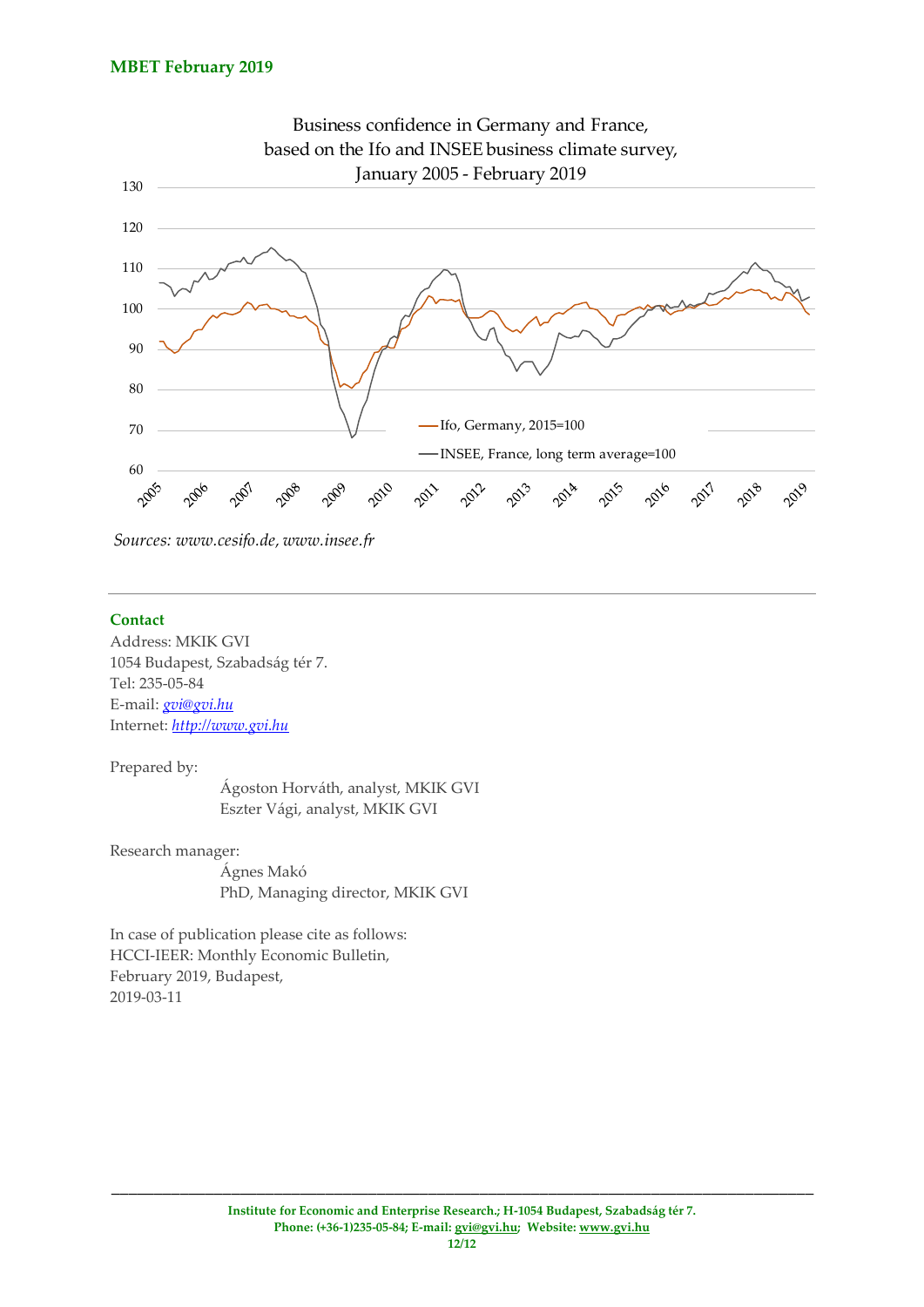Business confidence in Germany and France, based on the Ifo and INSEE business climate survey, January 2005 - February 2019

130
120
110
100
90
80
70
60

2005 2006 2007 2008 2009 2010 2011 2012 2013 2014 2015 2016 2017 2018 2019

Ifo, Germany, 2015=100

INSEE, France, long term average=100

*Sources: www.cesifo.de, www.insee.fr*

---

### Contact

Address: MKIK GVI
1054 Budapest, Szabadság tér 7.
Tel: 235-05-84
E-mail: gvi@gvi.hu
Internet: http://www.gvi.hu

Prepared by:

Ágoston Horváth, analyst, MKIK GVI
Eszter Vági, analyst, MKIK GVI

Research manager:

Ágnes Makó
PhD, Managing director, MKIK GVI

In case of publication please cite as follows:
HCCI-IEER: Monthly Economic Bulletin,
February 2019, Budapest,
2019-03-11